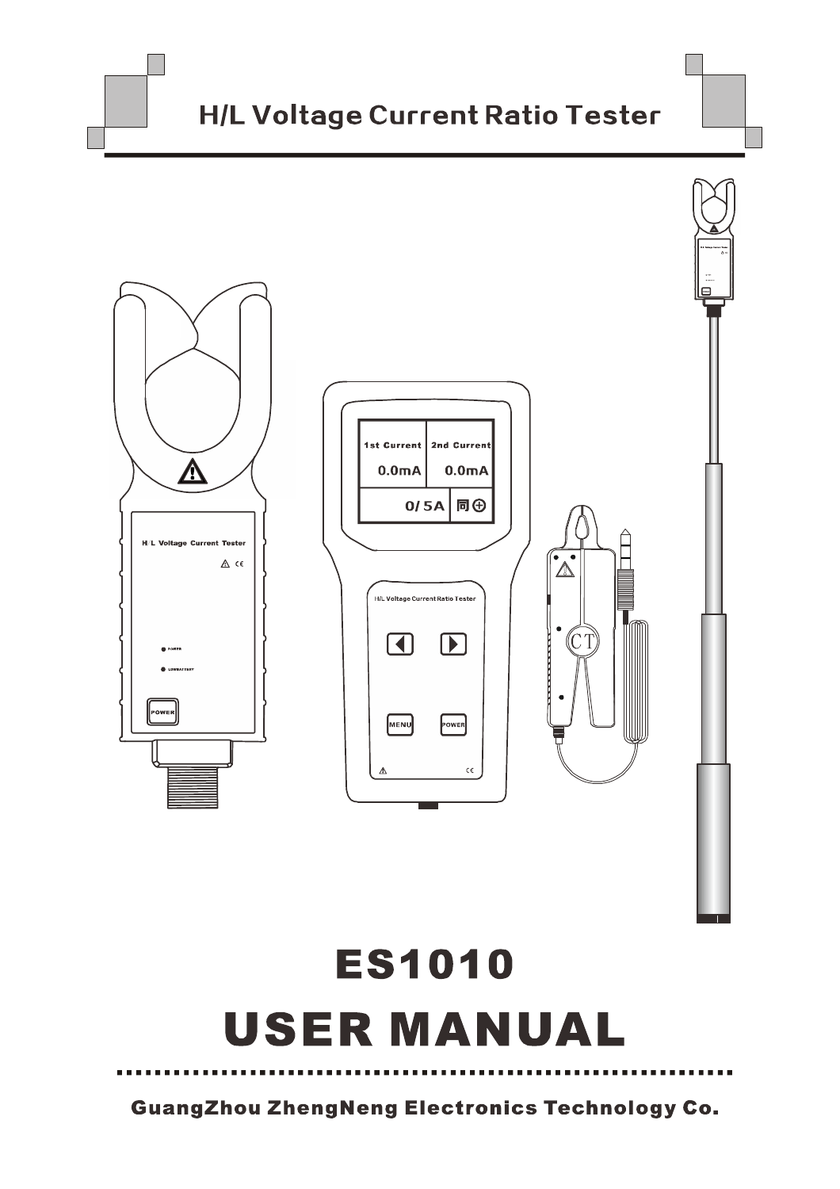# H/L Voltage Current Ratio Tester

# ES1010

# USER MANUAL

**GuangZhou ZhengNeng Electronics Technology Co.**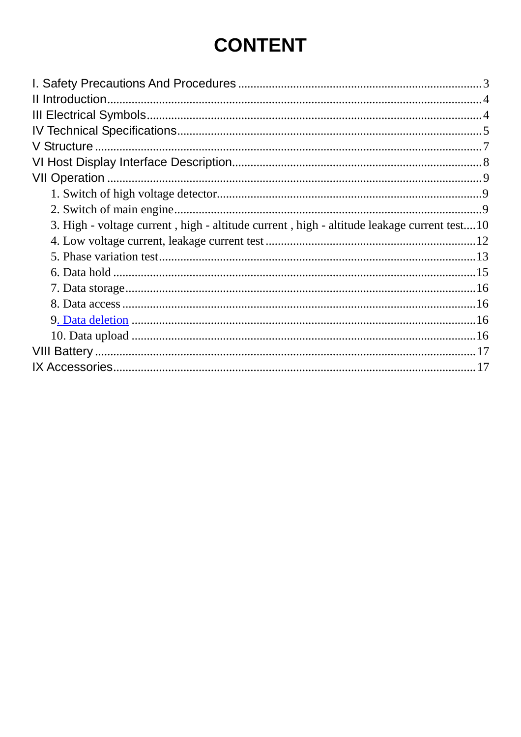# CONTENT

I. Safety Precautions And Procedures ........ 3
II Introduction ........ 4
III Electrical Symbols ........ 4
IV Technical Specifications ........ 5
V Structure ........ 7
VI Host Display Interface Description ........ 8
VII Operation ........ 9
- 1. Switch of high voltage detector ........ 9
- 2. Switch of main engine ........ 9
- 3. High - voltage current , high - altitude current , high - altitude leakage current test ........ 10
- 4. Low voltage current, leakage current test ........ 12
- 5. Phase variation test ........ 13
- 6. Data hold ........ 15
- 7. Data storage ........ 16
- 8. Data access ........ 16
- 9. Data deletion ........ 16
- 10. Data upload ........ 16

VIII Battery ........ 17
IX Accessories ........ 17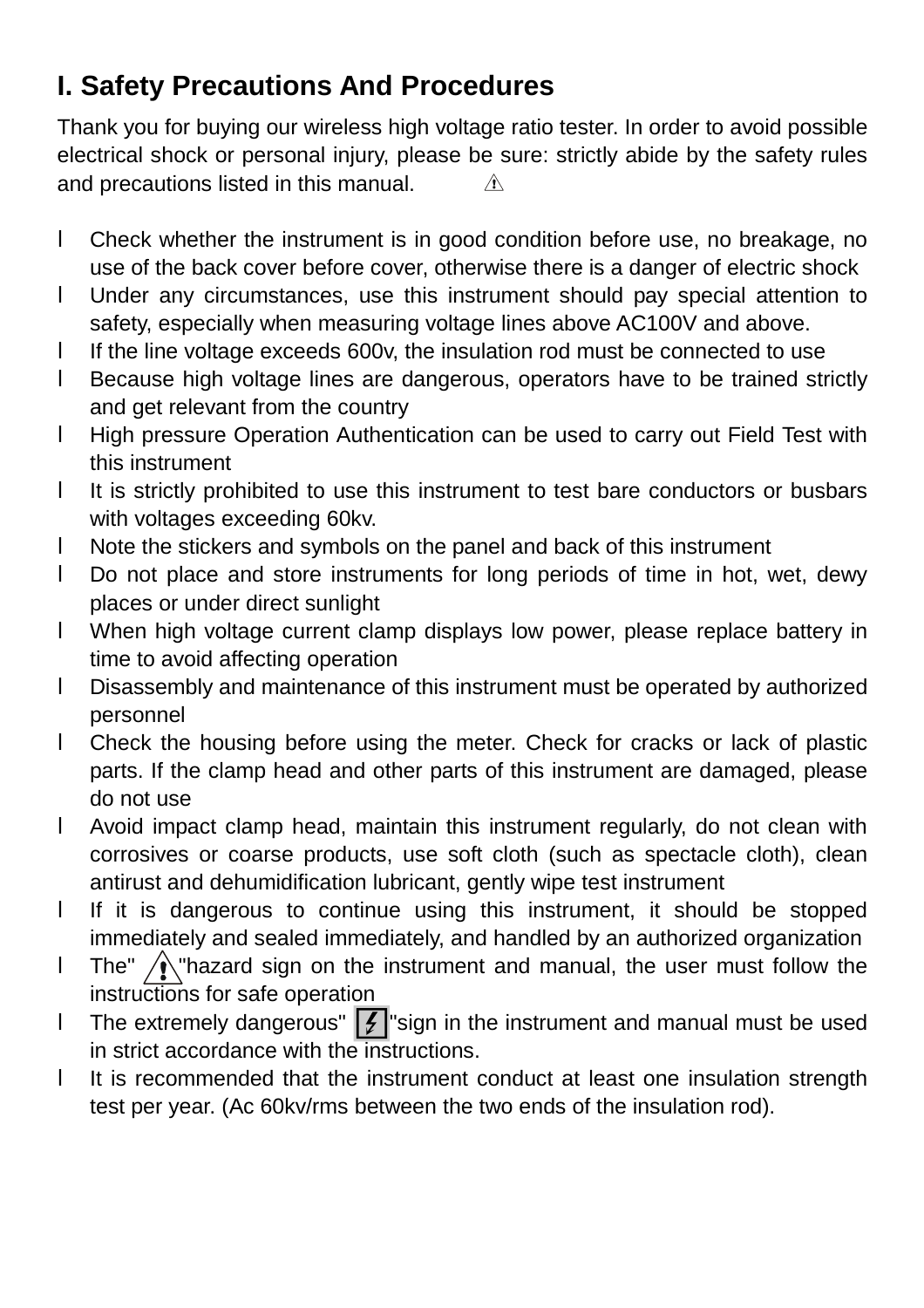# I. Safety Precautions And Procedures

Thank you for buying our wireless high voltage ratio tester. In order to avoid possible electrical shock or personal injury, please be sure: strictly abide by the safety rules and precautions listed in this manual. ⚠

- Check whether the instrument is in good condition before use, no breakage, no use of the back cover before cover, otherwise there is a danger of electric shock
- Under any circumstances, use this instrument should pay special attention to safety, especially when measuring voltage lines above AC100V and above.
- If the line voltage exceeds 600v, the insulation rod must be connected to use
- Because high voltage lines are dangerous, operators have to be trained strictly and get relevant from the country
- High pressure Operation Authentication can be used to carry out Field Test with this instrument
- It is strictly prohibited to use this instrument to test bare conductors or busbars with voltages exceeding 60kv.
- Note the stickers and symbols on the panel and back of this instrument
- Do not place and store instruments for long periods of time in hot, wet, dewy places or under direct sunlight
- When high voltage current clamp displays low power, please replace battery in time to avoid affecting operation
- Disassembly and maintenance of this instrument must be operated by authorized personnel
- Check the housing before using the meter. Check for cracks or lack of plastic parts. If the clamp head and other parts of this instrument are damaged, please do not use
- Avoid impact clamp head, maintain this instrument regularly, do not clean with corrosives or coarse products, use soft cloth (such as spectacle cloth), clean antirust and dehumidification lubricant, gently wipe test instrument
- If it is dangerous to continue using this instrument, it should be stopped immediately and sealed immediately, and handled by an authorized organization
- The" ⚠ "hazard sign on the instrument and manual, the user must follow the instructions for safe operation
- The extremely dangerous" ⚡ "sign in the instrument and manual must be used in strict accordance with the instructions.
- It is recommended that the instrument conduct at least one insulation strength test per year. (Ac 60kv/rms between the two ends of the insulation rod).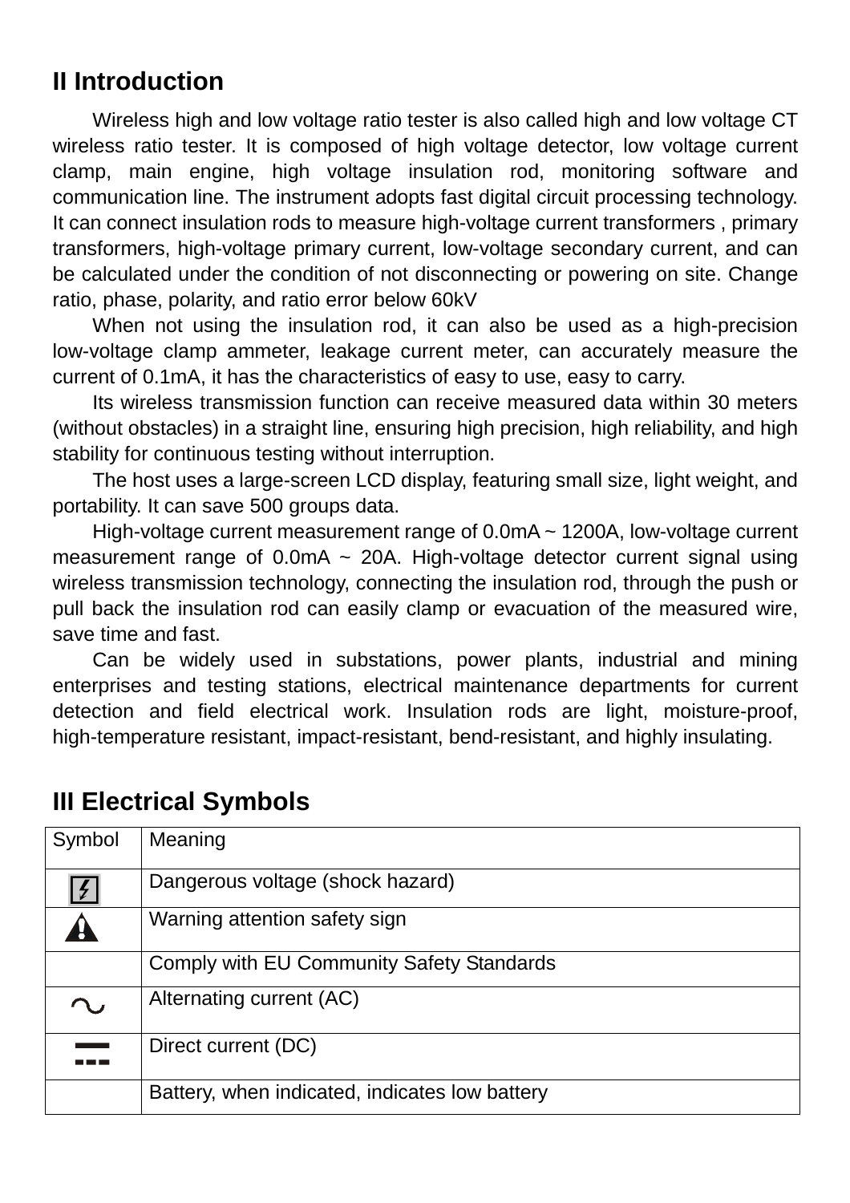## II Introduction

Wireless high and low voltage ratio tester is also called high and low voltage CT wireless ratio tester. It is composed of high voltage detector, low voltage current clamp, main engine, high voltage insulation rod, monitoring software and communication line. The instrument adopts fast digital circuit processing technology. It can connect insulation rods to measure high-voltage current transformers , primary transformers, high-voltage primary current, low-voltage secondary current, and can be calculated under the condition of not disconnecting or powering on site. Change ratio, phase, polarity, and ratio error below 60kV

When not using the insulation rod, it can also be used as a high-precision low-voltage clamp ammeter, leakage current meter, can accurately measure the current of 0.1mA, it has the characteristics of easy to use, easy to carry.

Its wireless transmission function can receive measured data within 30 meters (without obstacles) in a straight line, ensuring high precision, high reliability, and high stability for continuous testing without interruption.

The host uses a large-screen LCD display, featuring small size, light weight, and portability. It can save 500 groups data.

High-voltage current measurement range of 0.0mA ~ 1200A, low-voltage current measurement range of 0.0mA ~ 20A. High-voltage detector current signal using wireless transmission technology, connecting the insulation rod, through the push or pull back the insulation rod can easily clamp or evacuation of the measured wire, save time and fast.

Can be widely used in substations, power plants, industrial and mining enterprises and testing stations, electrical maintenance departments for current detection and field electrical work. Insulation rods are light, moisture-proof, high-temperature resistant, impact-resistant, bend-resistant, and highly insulating.

## III Electrical Symbols

| Symbol | Meaning |
|---|---|
| ⚡ | Dangerous voltage (shock hazard) |
| ⚠ | Warning attention safety sign |
| | Comply with EU Community Safety Standards |
| ∿ | Alternating current (AC) |
| ⎓ | Direct current (DC) |
| | Battery, when indicated, indicates low battery |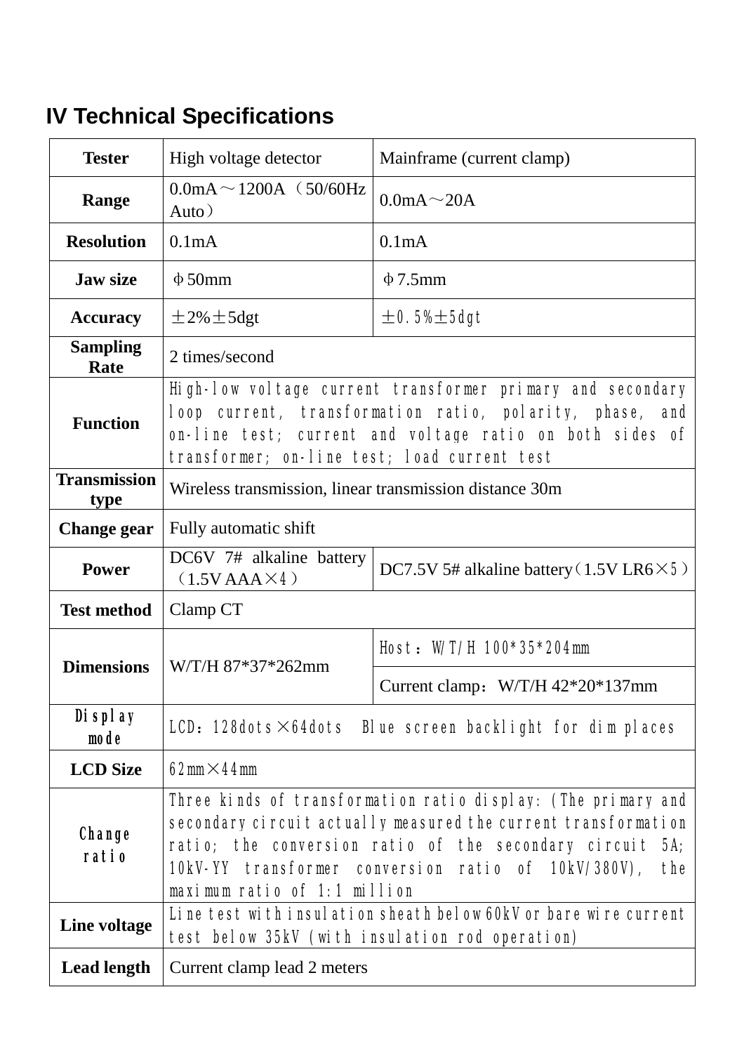# IV Technical Specifications

| **Tester** | High voltage detector | Mainframe (current clamp) |
|---|---|---|
| **Range** | 0.0mA～1200A（50/60Hz Auto） | 0.0mA～20A |
| **Resolution** | 0.1mA | 0.1mA |
| **Jaw size** | Φ50mm | Φ7.5mm |
| **Accuracy** | ±2%±5dgt | ±0.5%±5dgt |
| **Sampling Rate** | 2 times/second | |
| **Function** | High-low voltage current transformer primary and secondary loop current, transformation ratio, polarity, phase, and on-line test; current and voltage ratio on both sides of transformer; on-line test; load current test | |
| **Transmission type** | Wireless transmission, linear transmission distance 30m | |
| **Change gear** | Fully automatic shift | |
| **Power** | DC6V 7# alkaline battery（1.5V AAA×4） | DC7.5V 5# alkaline battery（1.5V LR6×5） |
| **Test method** | Clamp CT | |
| **Dimensions** | W/T/H 87*37*262mm | Host：W/T/H 100*35*204mm |
| | | Current clamp：W/T/H 42*20*137mm |
| **Display mode** | LCD：128dots×64dots Blue screen backlight for dim places | |
| **LCD Size** | 62mm×44mm | |
| **Change ratio** | Three kinds of transformation ratio display: (The primary and secondary circuit actually measured the current transformation ratio; the conversion ratio of the secondary circuit 5A; 10kV-YY transformer conversion ratio of 10kV/380V), the maximum ratio of 1:1 million | |
| **Line voltage** | Line test with insulation sheath below 60kV or bare wire current test below 35kV (with insulation rod operation) | |
| **Lead length** | Current clamp lead 2 meters | |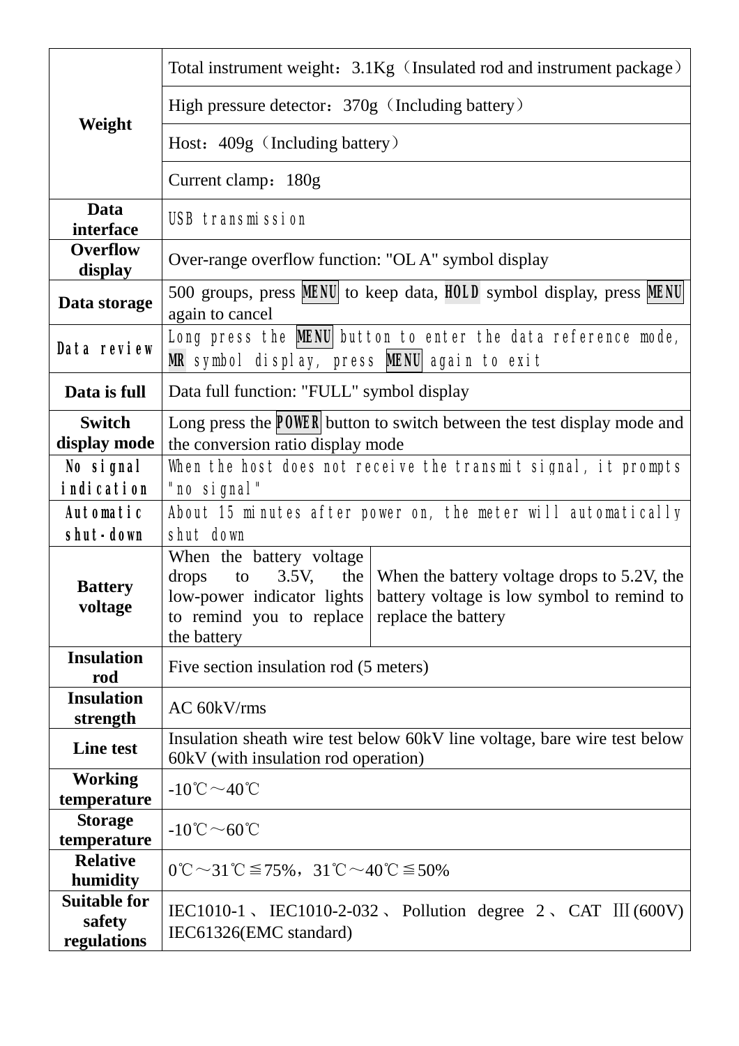| | | |
|---|---|---|
| **Weight** | Total instrument weight：3.1Kg（Insulated rod and instrument package） | |
| | High pressure detector：370g（Including battery） | |
| | Host：409g（Including battery） | |
| | Current clamp：180g | |
| **Data interface** | USB transmission | |
| **Overflow display** | Over-range overflow function: "OL A" symbol display | |
| **Data storage** | 500 groups, press MENU to keep data, HOLD symbol display, press MENU again to cancel | |
| **Data review** | Long press the MENU button to enter the data reference mode, MR symbol display, press MENU again to exit | |
| **Data is full** | Data full function: "FULL" symbol display | |
| **Switch display mode** | Long press the POWER button to switch between the test display mode and the conversion ratio display mode | |
| **No signal indication** | When the host does not receive the transmit signal, it prompts "no signal" | |
| **Automatic shut-down** | About 15 minutes after power on, the meter will automatically shut down | |
| **Battery voltage** | When the battery voltage drops to 3.5V, the low-power indicator lights to remind you to replace the battery | When the battery voltage drops to 5.2V, the battery voltage is low symbol to remind to replace the battery |
| **Insulation rod** | Five section insulation rod (5 meters) | |
| **Insulation strength** | AC 60kV/rms | |
| **Line test** | Insulation sheath wire test below 60kV line voltage, bare wire test below 60kV (with insulation rod operation) | |
| **Working temperature** | -10℃～40℃ | |
| **Storage temperature** | -10℃～60℃ | |
| **Relative humidity** | 0℃～31℃≦75%，31℃～40℃≦50% | |
| **Suitable for safety regulations** | IEC1010-1、IEC1010-2-032、Pollution degree 2、CAT Ⅲ(600V) IEC61326(EMC standard) | |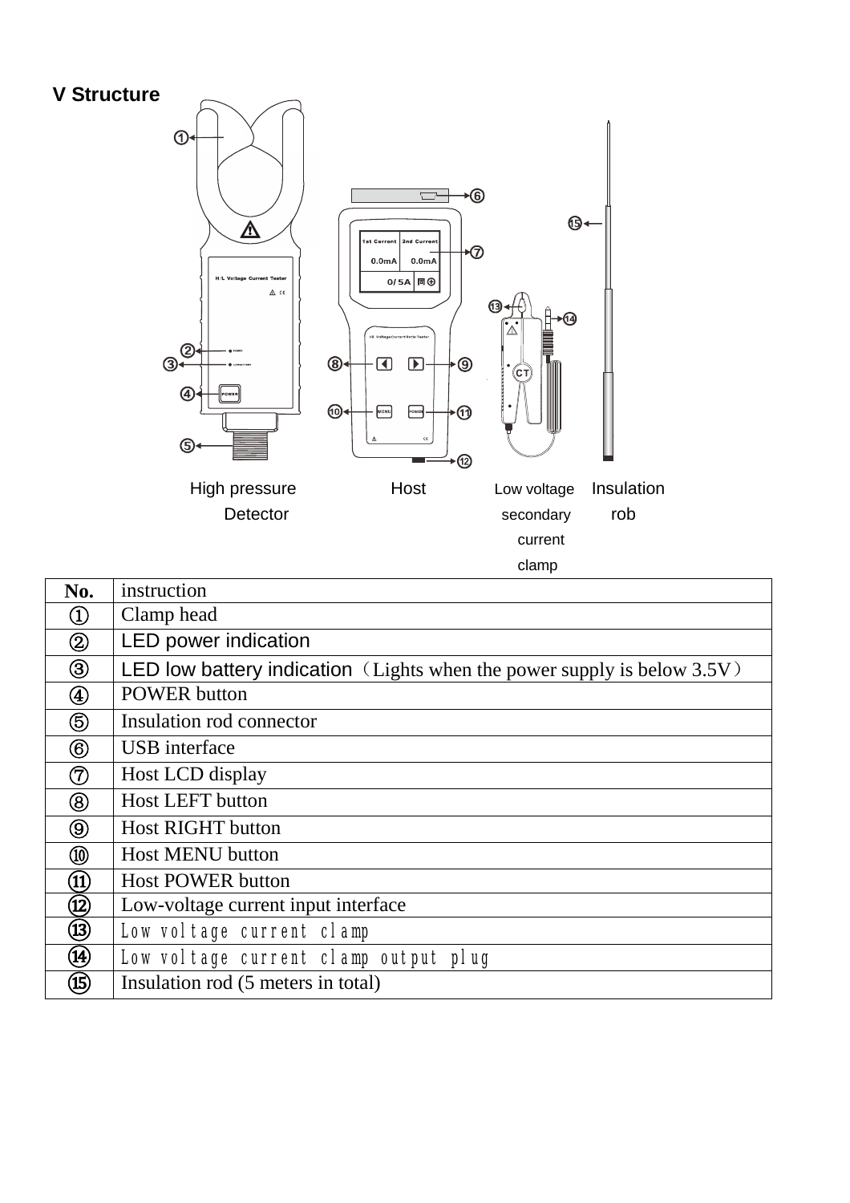## V Structure

High pressure Detector　　Host　　Low voltage secondary current clamp　　Insulation rob

| No. | instruction |
|---|---|
| ① | Clamp head |
| ② | LED power indication |
| ③ | LED low battery indication（Lights when the power supply is below 3.5V） |
| ④ | POWER button |
| ⑤ | Insulation rod connector |
| ⑥ | USB interface |
| ⑦ | Host LCD display |
| ⑧ | Host LEFT button |
| ⑨ | Host RIGHT button |
| ⑩ | Host MENU button |
| ⑪ | Host POWER button |
| ⑫ | Low-voltage current input interface |
| ⑬ | Low voltage current clamp |
| ⑭ | Low voltage current clamp output plug |
| ⑮ | Insulation rod (5 meters in total) |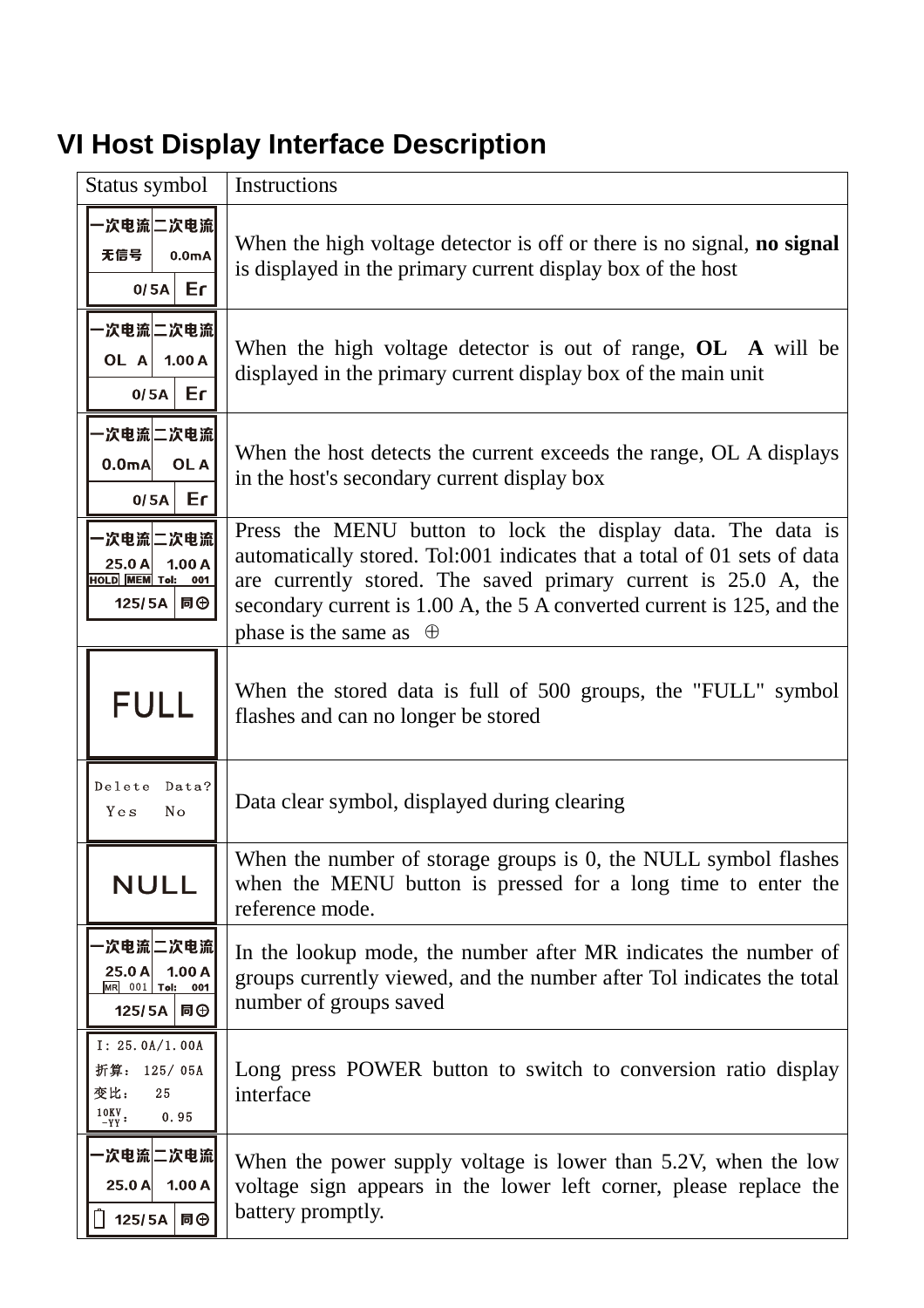# VI Host Display Interface Description

| Status symbol | Instructions |
|---|---|
| 一次电流 二次电流<br>无信号 0.0mA<br>0/5A Er | When the high voltage detector is off or there is no signal, **no signal** is displayed in the primary current display box of the host |
| 一次电流 二次电流<br>OL A 1.00 A<br>0/5A Er | When the high voltage detector is out of range, **OL A** will be displayed in the primary current display box of the main unit |
| 一次电流 二次电流<br>0.0mA OL A<br>0/5A Er | When the host detects the current exceeds the range, OL A displays in the host's secondary current display box |
| 一次电流 二次电流<br>25.0 A 1.00 A<br>HOLD MEM Tol: 001<br>125/5A 同⊕ | Press the MENU button to lock the display data. The data is automatically stored. Tol:001 indicates that a total of 01 sets of data are currently stored. The saved primary current is 25.0 A, the secondary current is 1.00 A, the 5 A converted current is 125, and the phase is the same as ⊕ |
| FULL | When the stored data is full of 500 groups, the "FULL" symbol flashes and can no longer be stored |
| Delete Data?<br>Yes No | Data clear symbol, displayed during clearing |
| NULL | When the number of storage groups is 0, the NULL symbol flashes when the MENU button is pressed for a long time to enter the reference mode. |
| 一次电流 二次电流<br>25.0 A 1.00 A<br>MR 001 Tol: 001<br>125/5A 同⊕ | In the lookup mode, the number after MR indicates the number of groups currently viewed, and the number after Tol indicates the total number of groups saved |
| I: 25.0A/1.00A<br>折算: 125/05A<br>变比: 25<br>10KV -YY: 0.95 | Long press POWER button to switch to conversion ratio display interface |
| 一次电流 二次电流<br>25.0 A 1.00 A<br>125/5A 同⊕ | When the power supply voltage is lower than 5.2V, when the low voltage sign appears in the lower left corner, please replace the battery promptly. |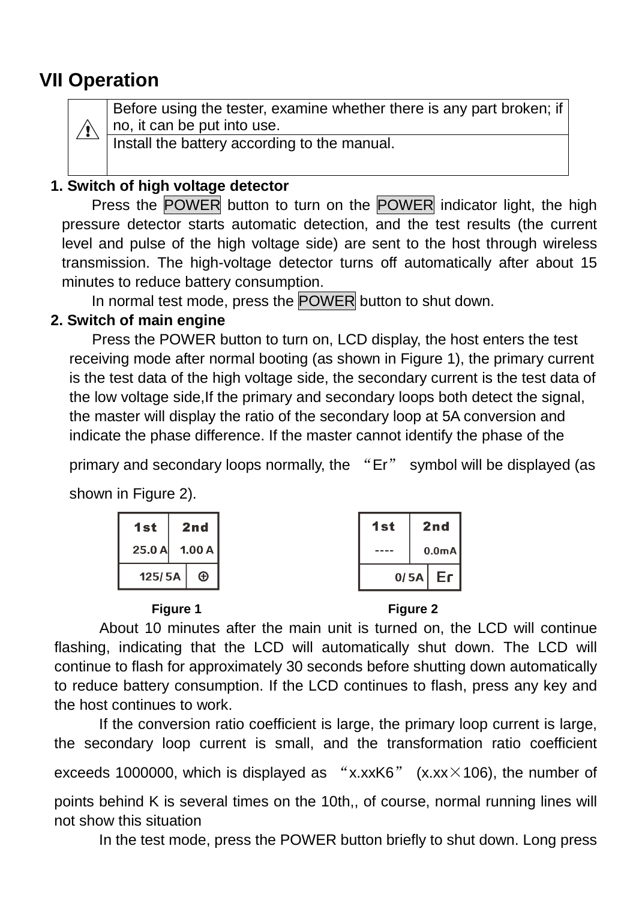## VII Operation

| ⚠ | Before using the tester, examine whether there is any part broken; if no, it can be put into use. |
|---|---|
| | Install the battery according to the manual. |

**1. Switch of high voltage detector**

Press the POWER button to turn on the POWER indicator light, the high pressure detector starts automatic detection, and the test results (the current level and pulse of the high voltage side) are sent to the host through wireless transmission. The high-voltage detector turns off automatically after about 15 minutes to reduce battery consumption.

In normal test mode, press the POWER button to shut down.

**2. Switch of main engine**

Press the POWER button to turn on, LCD display, the host enters the test receiving mode after normal booting (as shown in Figure 1), the primary current is the test data of the high voltage side, the secondary current is the test data of the low voltage side,If the primary and secondary loops both detect the signal, the master will display the ratio of the secondary loop at 5A conversion and indicate the phase difference. If the master cannot identify the phase of the primary and secondary loops normally, the "Er" symbol will be displayed (as shown in Figure 2).

| 1st | 2nd |
|---|---|
| 25.0 A | 1.00 A |
| 125/ 5A | ⊕ |

**Figure 1**

| 1st | 2nd |
|---|---|
| ---- | 0.0mA |
| 0/ 5A | Er |

**Figure 2**

About 10 minutes after the main unit is turned on, the LCD will continue flashing, indicating that the LCD will automatically shut down. The LCD will continue to flash for approximately 30 seconds before shutting down automatically to reduce battery consumption. If the LCD continues to flash, press any key and the host continues to work.

If the conversion ratio coefficient is large, the primary loop current is large, the secondary loop current is small, and the transformation ratio coefficient exceeds 1000000, which is displayed as "x.xxK6" (x.xx×106), the number of points behind K is several times on the 10th,, of course, normal running lines will not show this situation

In the test mode, press the POWER button briefly to shut down. Long press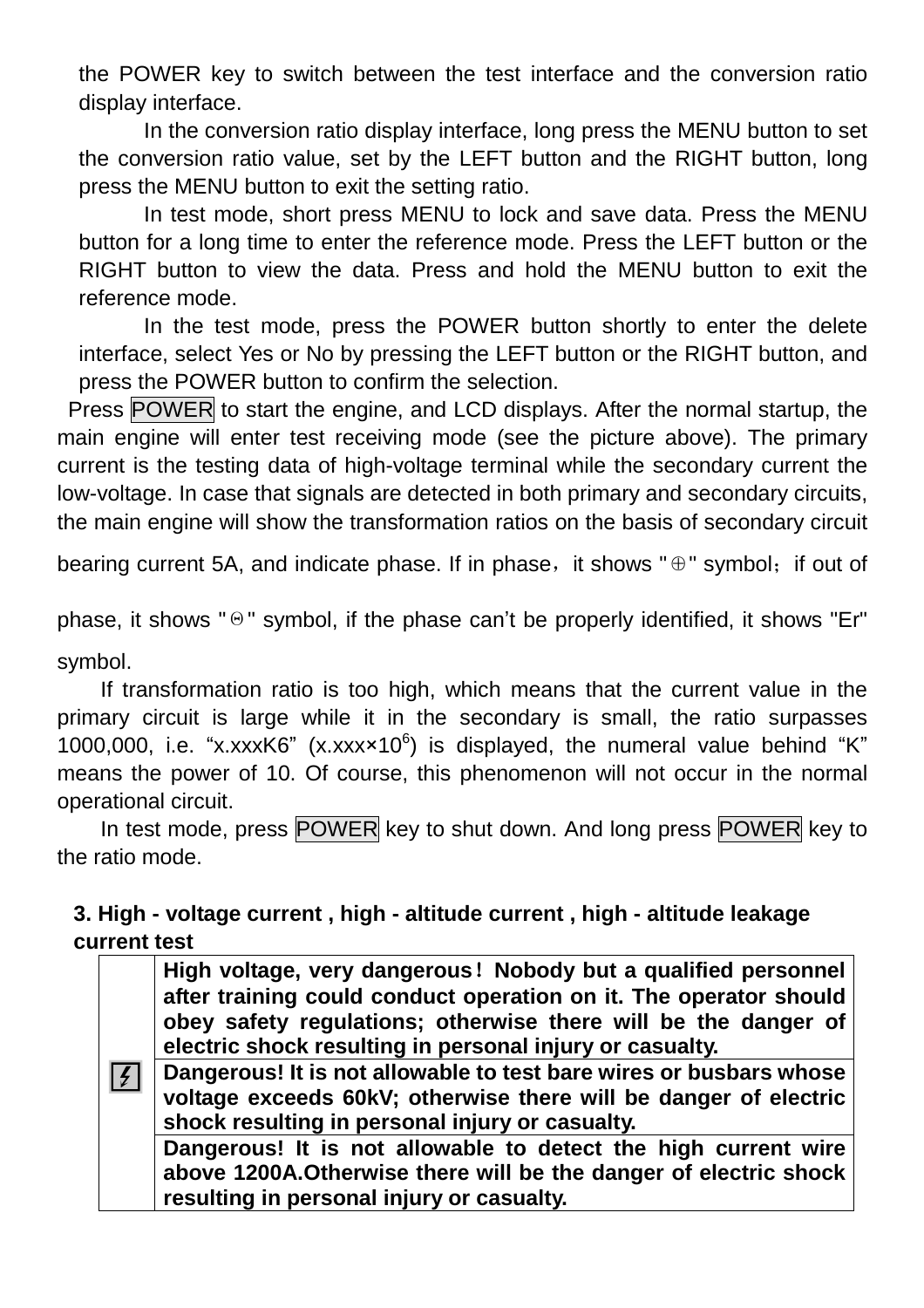the POWER key to switch between the test interface and the conversion ratio display interface.

In the conversion ratio display interface, long press the MENU button to set the conversion ratio value, set by the LEFT button and the RIGHT button, long press the MENU button to exit the setting ratio.

In test mode, short press MENU to lock and save data. Press the MENU button for a long time to enter the reference mode. Press the LEFT button or the RIGHT button to view the data. Press and hold the MENU button to exit the reference mode.

In the test mode, press the POWER button shortly to enter the delete interface, select Yes or No by pressing the LEFT button or the RIGHT button, and press the POWER button to confirm the selection.

Press POWER to start the engine, and LCD displays. After the normal startup, the main engine will enter test receiving mode (see the picture above). The primary current is the testing data of high-voltage terminal while the secondary current the low-voltage. In case that signals are detected in both primary and secondary circuits, the main engine will show the transformation ratios on the basis of secondary circuit bearing current 5A, and indicate phase. If in phase， it shows "⊕" symbol； if out of phase, it shows "Θ" symbol, if the phase can't be properly identified, it shows "Er" symbol.

If transformation ratio is too high, which means that the current value in the primary circuit is large while it in the secondary is small, the ratio surpasses 1000,000, i.e. "x.xxxK6" (x.xxx$\times 10^6$) is displayed, the numeral value behind "K" means the power of 10. Of course, this phenomenon will not occur in the normal operational circuit.

In test mode, press POWER key to shut down. And long press POWER key to the ratio mode.

### 3. High - voltage current , high - altitude current , high - altitude leakage current test

| | |
|---|---|
| ⚡ | **High voltage, very dangerous！ Nobody but a qualified personnel after training could conduct operation on it. The operator should obey safety regulations; otherwise there will be the danger of electric shock resulting in personal injury or casualty.** |
| | **Dangerous! It is not allowable to test bare wires or busbars whose voltage exceeds 60kV; otherwise there will be danger of electric shock resulting in personal injury or casualty.** |
| | **Dangerous! It is not allowable to detect the high current wire above 1200A.Otherwise there will be the danger of electric shock resulting in personal injury or casualty.** |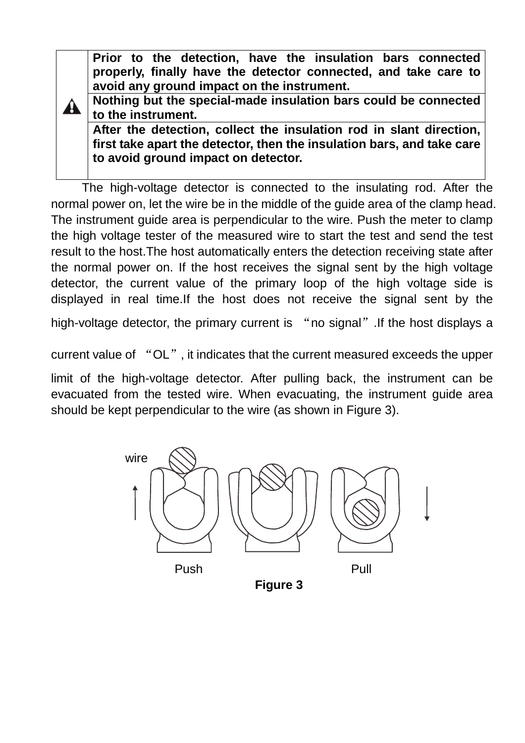| ⚠ | **Prior to the detection, have the insulation bars connected properly, finally have the detector connected, and take care to avoid any ground impact on the instrument.** |
|---|---|
| | **Nothing but the special-made insulation bars could be connected to the instrument.** |
| | **After the detection, collect the insulation rod in slant direction, first take apart the detector, then the insulation bars, and take care to avoid ground impact on detector.** |

The high-voltage detector is connected to the insulating rod. After the normal power on, let the wire be in the middle of the guide area of the clamp head. The instrument guide area is perpendicular to the wire. Push the meter to clamp the high voltage tester of the measured wire to start the test and send the test result to the host.The host automatically enters the detection receiving state after the normal power on. If the host receives the signal sent by the high voltage detector, the current value of the primary loop of the high voltage side is displayed in real time.If the host does not receive the signal sent by the high-voltage detector, the primary current is "no signal".If the host displays a current value of "OL", it indicates that the current measured exceeds the upper limit of the high-voltage detector. After pulling back, the instrument can be evacuated from the tested wire. When evacuating, the instrument guide area should be kept perpendicular to the wire (as shown in Figure 3).

wire

Push Pull

**Figure 3**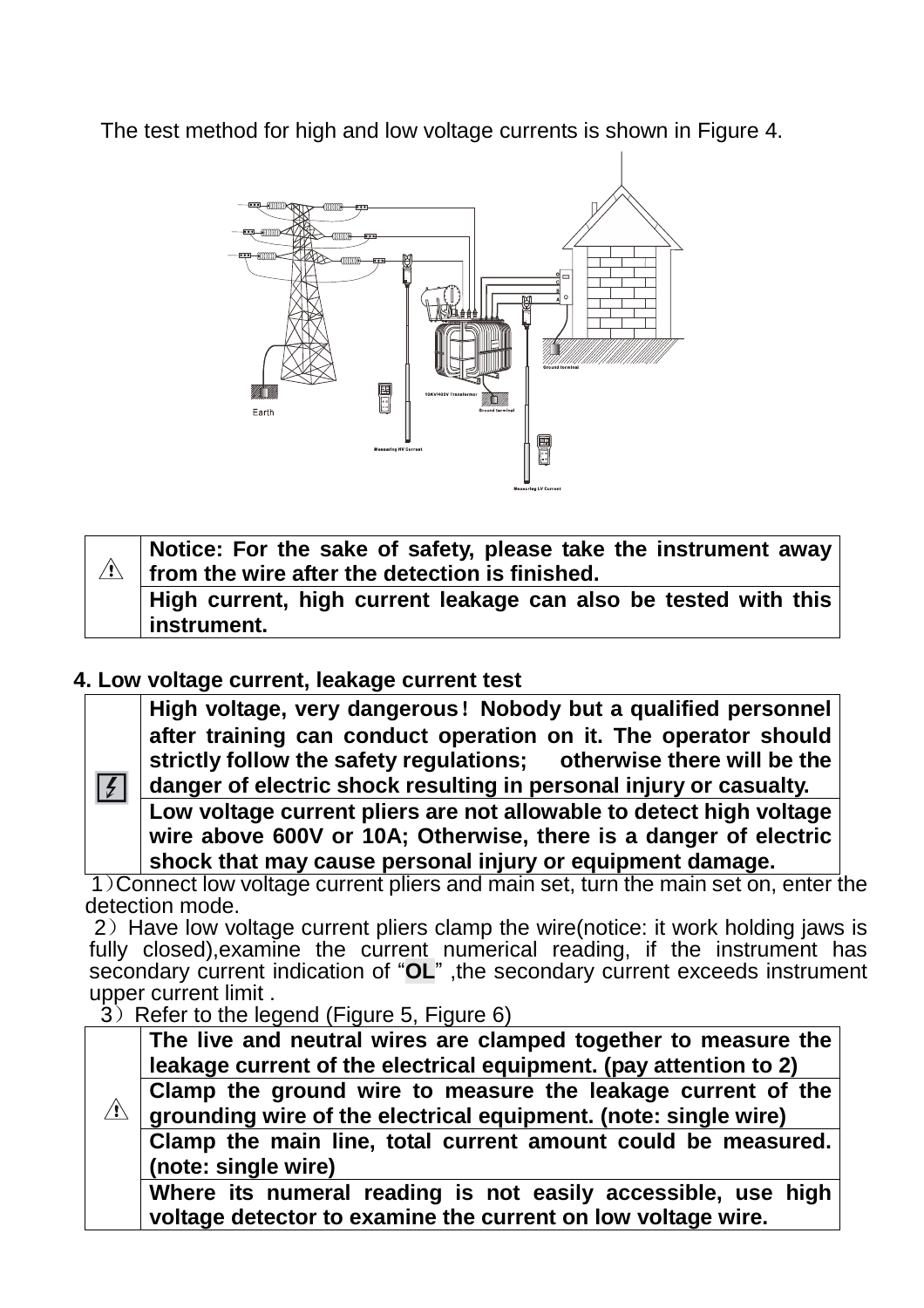The test method for high and low voltage currents is shown in Figure 4.

| ⚠ | **Notice: For the sake of safety, please take the instrument away from the wire after the detection is finished.** |
|---|---|
| | **High current, high current leakage can also be tested with this instrument.** |

**4. Low voltage current, leakage current test**

| ⚡ | **High voltage, very dangerous! Nobody but a qualified personnel after training can conduct operation on it. The operator should strictly follow the safety regulations; otherwise there will be the danger of electric shock resulting in personal injury or casualty.** |
|---|---|
| | **Low voltage current pliers are not allowable to detect high voltage wire above 600V or 10A; Otherwise, there is a danger of electric shock that may cause personal injury or equipment damage.** |

1)Connect low voltage current pliers and main set, turn the main set on, enter the detection mode.

2) Have low voltage current pliers clamp the wire(notice: it work holding jaws is fully closed),examine the current numerical reading, if the instrument has secondary current indication of "**OL**" ,the secondary current exceeds instrument upper current limit .

3) Refer to the legend (Figure 5, Figure 6)

| ⚠ | **The live and neutral wires are clamped together to measure the leakage current of the electrical equipment. (pay attention to 2)** |
|---|---|
| | **Clamp the ground wire to measure the leakage current of the grounding wire of the electrical equipment. (note: single wire)** |
| | **Clamp the main line, total current amount could be measured. (note: single wire)** |
| | **Where its numeral reading is not easily accessible, use high voltage detector to examine the current on low voltage wire.** |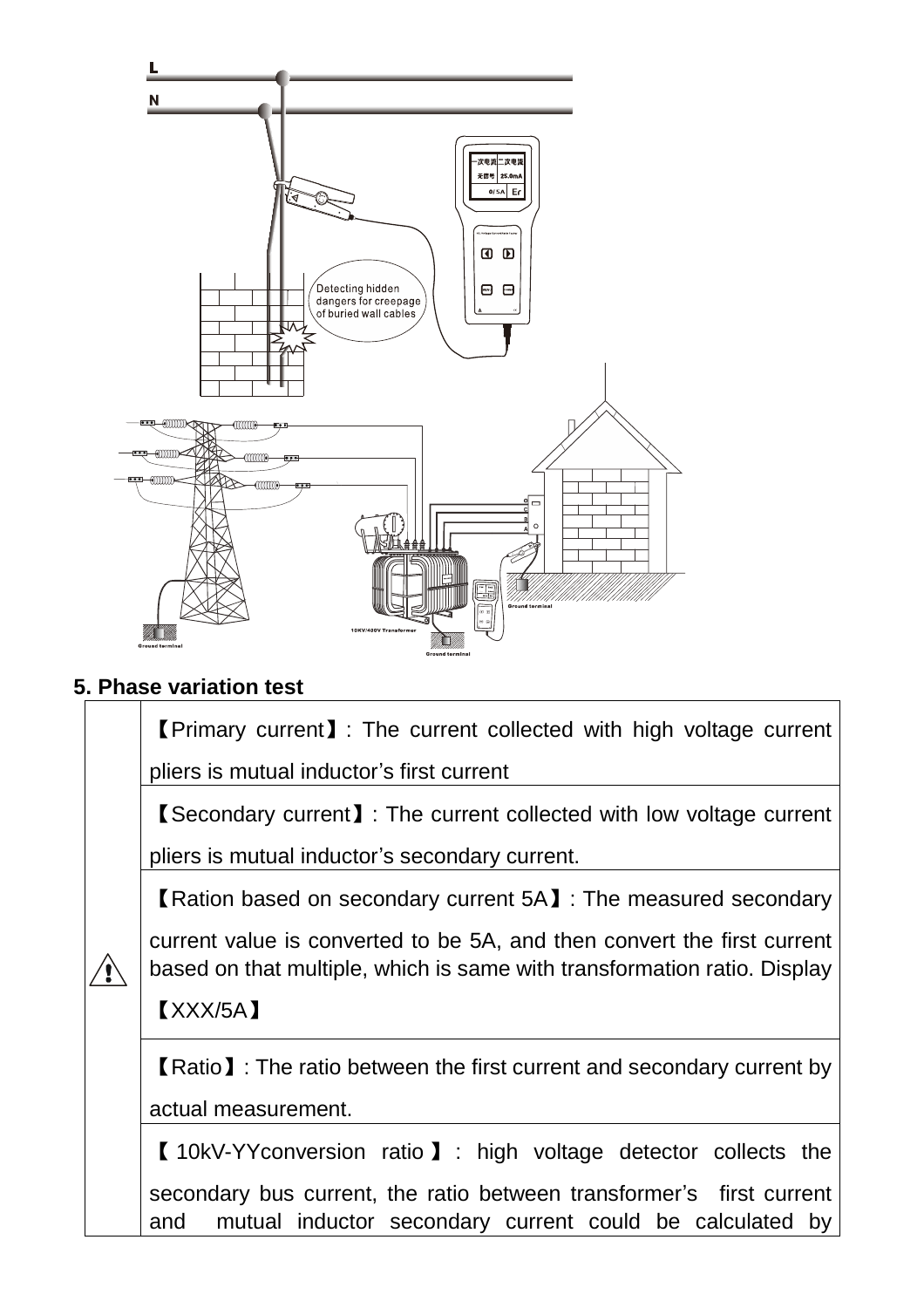## 5. Phase variation test

| | |
|---|---|
| ⚠ | 【Primary current】: The current collected with high voltage current pliers is mutual inductor's first current |
| | 【Secondary current】: The current collected with low voltage current pliers is mutual inductor's secondary current. |
| | 【Ration based on secondary current 5A】: The measured secondary current value is converted to be 5A, and then convert the first current based on that multiple, which is same with transformation ratio. Display 【XXX/5A】 |
| | 【Ratio】: The ratio between the first current and secondary current by actual measurement. |
| | 【10kV-YYconversion ratio】: high voltage detector collects the secondary bus current, the ratio between transformer's first current and mutual inductor secondary current could be calculated by |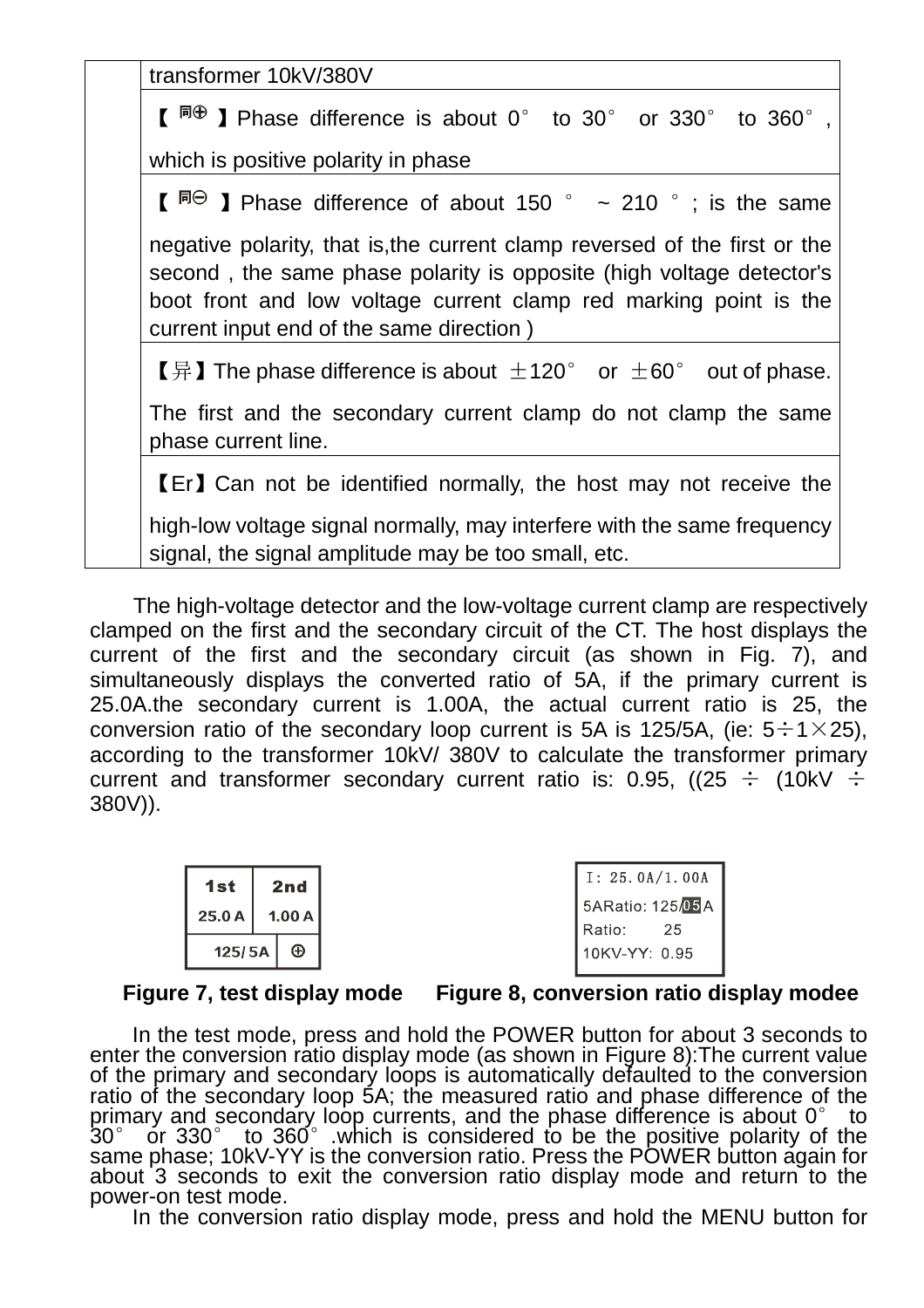|  | transformer 10kV/380V |
|---|---|
|  | 【同⊕】Phase difference is about 0° to 30° or 330° to 360°, which is positive polarity in phase |
|  | 【同⊖】Phase difference of about 150 ° ~ 210 ° ; is the same negative polarity, that is,the current clamp reversed of the first or the second , the same phase polarity is opposite (high voltage detector's boot front and low voltage current clamp red marking point is the current input end of the same direction ) |
|  | 【异】The phase difference is about ±120° or ±60° out of phase. The first and the secondary current clamp do not clamp the same phase current line. |
|  | 【Er】Can not be identified normally, the host may not receive the high-low voltage signal normally, may interfere with the same frequency signal, the signal amplitude may be too small, etc. |

The high-voltage detector and the low-voltage current clamp are respectively clamped on the first and the secondary circuit of the CT. The host displays the current of the first and the secondary circuit (as shown in Fig. 7), and simultaneously displays the converted ratio of 5A, if the primary current is 25.0A.the secondary current is 1.00A, the actual current ratio is 25, the conversion ratio of the secondary loop current is 5A is 125/5A, (ie: 5÷1×25), according to the transformer 10kV/ 380V to calculate the transformer primary current and transformer secondary current ratio is: 0.95, ((25 ÷ (10kV ÷ 380V)).

| 1st | 2nd |
|---|---|
| 25.0 A | 1.00 A |
| 125/ 5A | ⊕ |

Figure 7, test display mode

```
I: 25.0A/1.00A
5ARatio: 125/05A
Ratio:      25
10KV-YY: 0.95
```

Figure 8, conversion ratio display modee

In the test mode, press and hold the POWER button for about 3 seconds to enter the conversion ratio display mode (as shown in Figure 8):The current value of the primary and secondary loops is automatically defaulted to the conversion ratio of the secondary loop 5A; the measured ratio and phase difference of the primary and secondary loop currents, and the phase difference is about 0° to 30° or 330° to 360°.which is considered to be the positive polarity of the same phase; 10kV-YY is the conversion ratio. Press the POWER button again for about 3 seconds to exit the conversion ratio display mode and return to the power-on test mode.

In the conversion ratio display mode, press and hold the MENU button for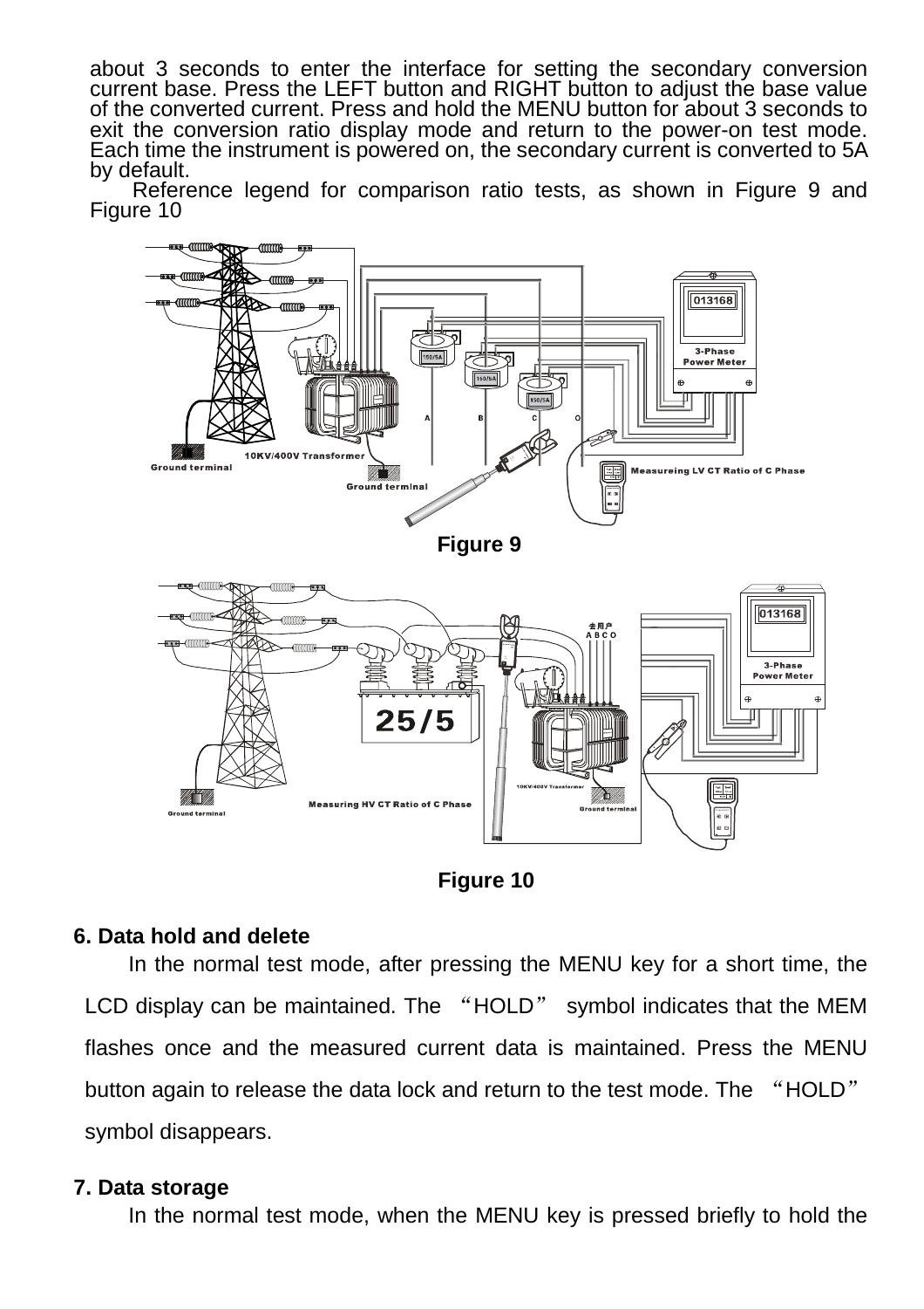about 3 seconds to enter the interface for setting the secondary conversion current base. Press the LEFT button and RIGHT button to adjust the base value of the converted current. Press and hold the MENU button for about 3 seconds to exit the conversion ratio display mode and return to the power-on test mode. Each time the instrument is powered on, the secondary current is converted to 5A by default.

Reference legend for comparison ratio tests, as shown in Figure 9 and Figure 10

**Figure 9**

**Figure 10**

## 6. Data hold and delete

In the normal test mode, after pressing the MENU key for a short time, the LCD display can be maintained. The “HOLD” symbol indicates that the MEM flashes once and the measured current data is maintained. Press the MENU button again to release the data lock and return to the test mode. The “HOLD” symbol disappears.

## 7. Data storage

In the normal test mode, when the MENU key is pressed briefly to hold the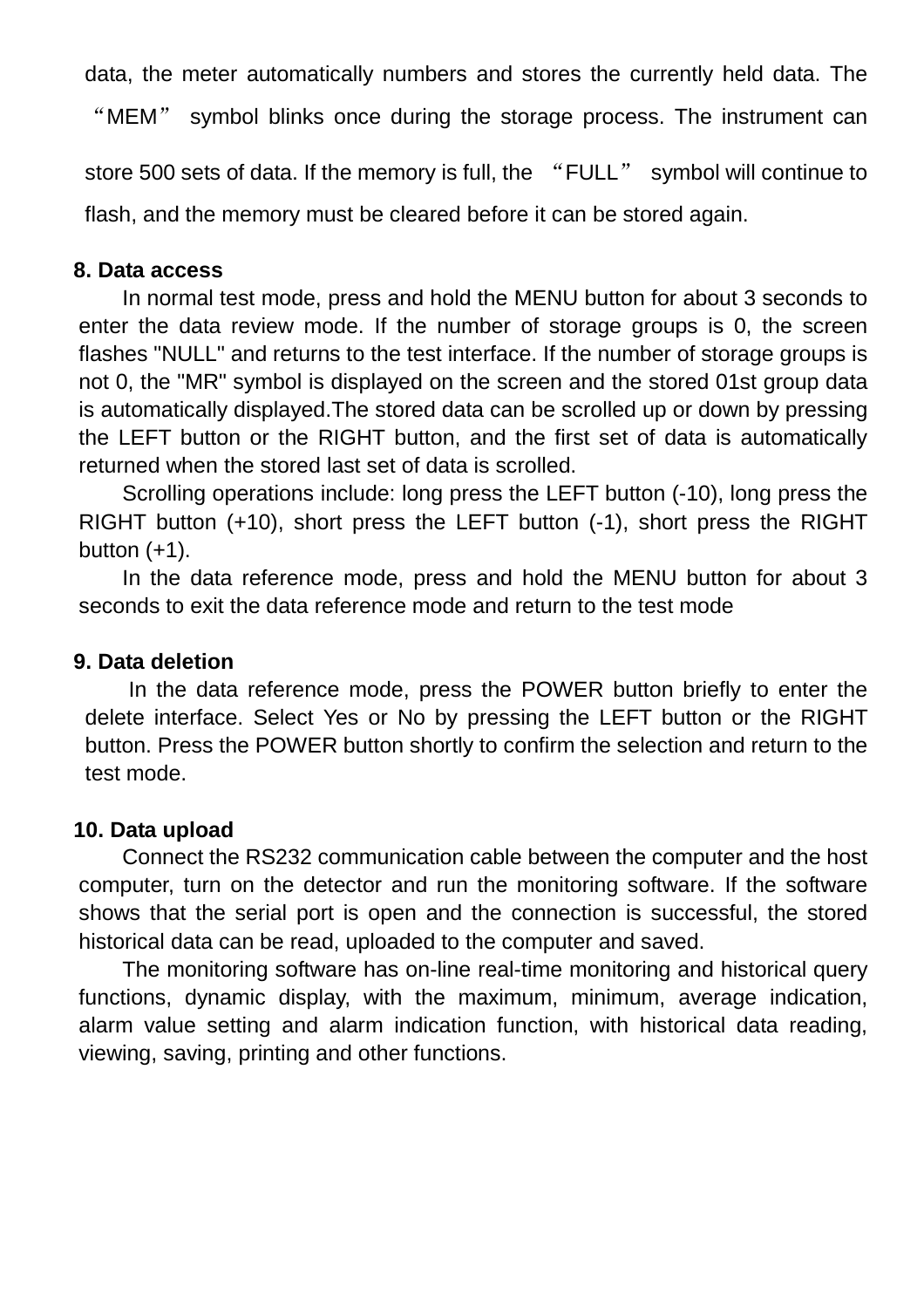data, the meter automatically numbers and stores the currently held data. The "MEM" symbol blinks once during the storage process. The instrument can store 500 sets of data. If the memory is full, the "FULL" symbol will continue to flash, and the memory must be cleared before it can be stored again.

**8. Data access**

In normal test mode, press and hold the MENU button for about 3 seconds to enter the data review mode. If the number of storage groups is 0, the screen flashes "NULL" and returns to the test interface. If the number of storage groups is not 0, the "MR" symbol is displayed on the screen and the stored 01st group data is automatically displayed.The stored data can be scrolled up or down by pressing the LEFT button or the RIGHT button, and the first set of data is automatically returned when the stored last set of data is scrolled.

Scrolling operations include: long press the LEFT button (-10), long press the RIGHT button (+10), short press the LEFT button (-1), short press the RIGHT button (+1).

In the data reference mode, press and hold the MENU button for about 3 seconds to exit the data reference mode and return to the test mode

**9. Data deletion**

In the data reference mode, press the POWER button briefly to enter the delete interface. Select Yes or No by pressing the LEFT button or the RIGHT button. Press the POWER button shortly to confirm the selection and return to the test mode.

**10. Data upload**

Connect the RS232 communication cable between the computer and the host computer, turn on the detector and run the monitoring software. If the software shows that the serial port is open and the connection is successful, the stored historical data can be read, uploaded to the computer and saved.

The monitoring software has on-line real-time monitoring and historical query functions, dynamic display, with the maximum, minimum, average indication, alarm value setting and alarm indication function, with historical data reading, viewing, saving, printing and other functions.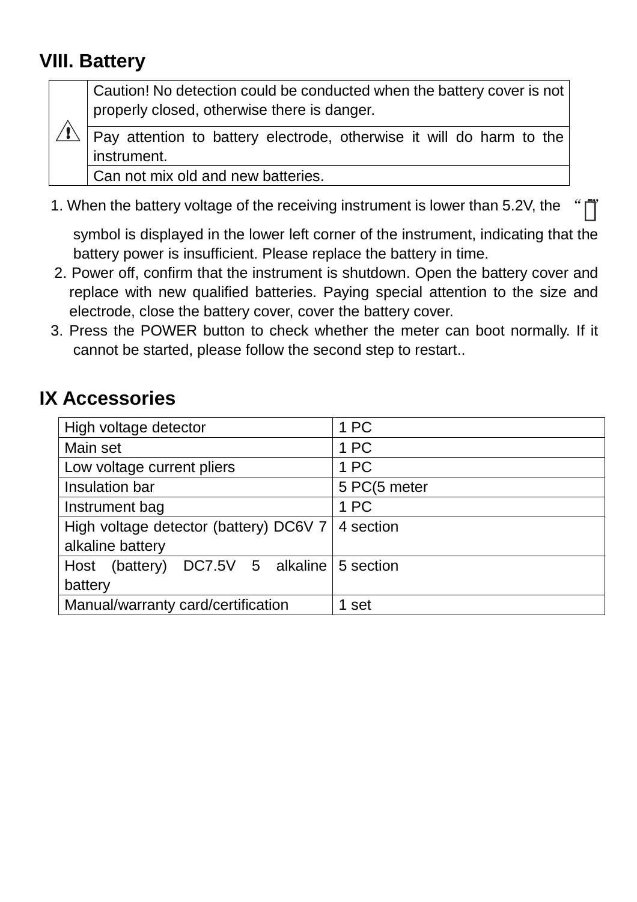## VIII. Battery

| ⚠ | Caution! No detection could be conducted when the battery cover is not properly closed, otherwise there is danger. |
|---|---|
| | Pay attention to battery electrode, otherwise it will do harm to the instrument. |
| | Can not mix old and new batteries. |

1. When the battery voltage of the receiving instrument is lower than 5.2V, the " " symbol is displayed in the lower left corner of the instrument, indicating that the battery power is insufficient. Please replace the battery in time.
2. Power off, confirm that the instrument is shutdown. Open the battery cover and replace with new qualified batteries. Paying special attention to the size and electrode, close the battery cover, cover the battery cover.
3. Press the POWER button to check whether the meter can boot normally. If it cannot be started, please follow the second step to restart..

## IX Accessories

| High voltage detector | 1 PC |
|---|---|
| Main set | 1 PC |
| Low voltage current pliers | 1 PC |
| Insulation bar | 5 PC(5 meter |
| Instrument bag | 1 PC |
| High voltage detector (battery) DC6V 7 alkaline battery | 4 section |
| Host (battery) DC7.5V 5 alkaline battery | 5 section |
| Manual/warranty card/certification | 1 set |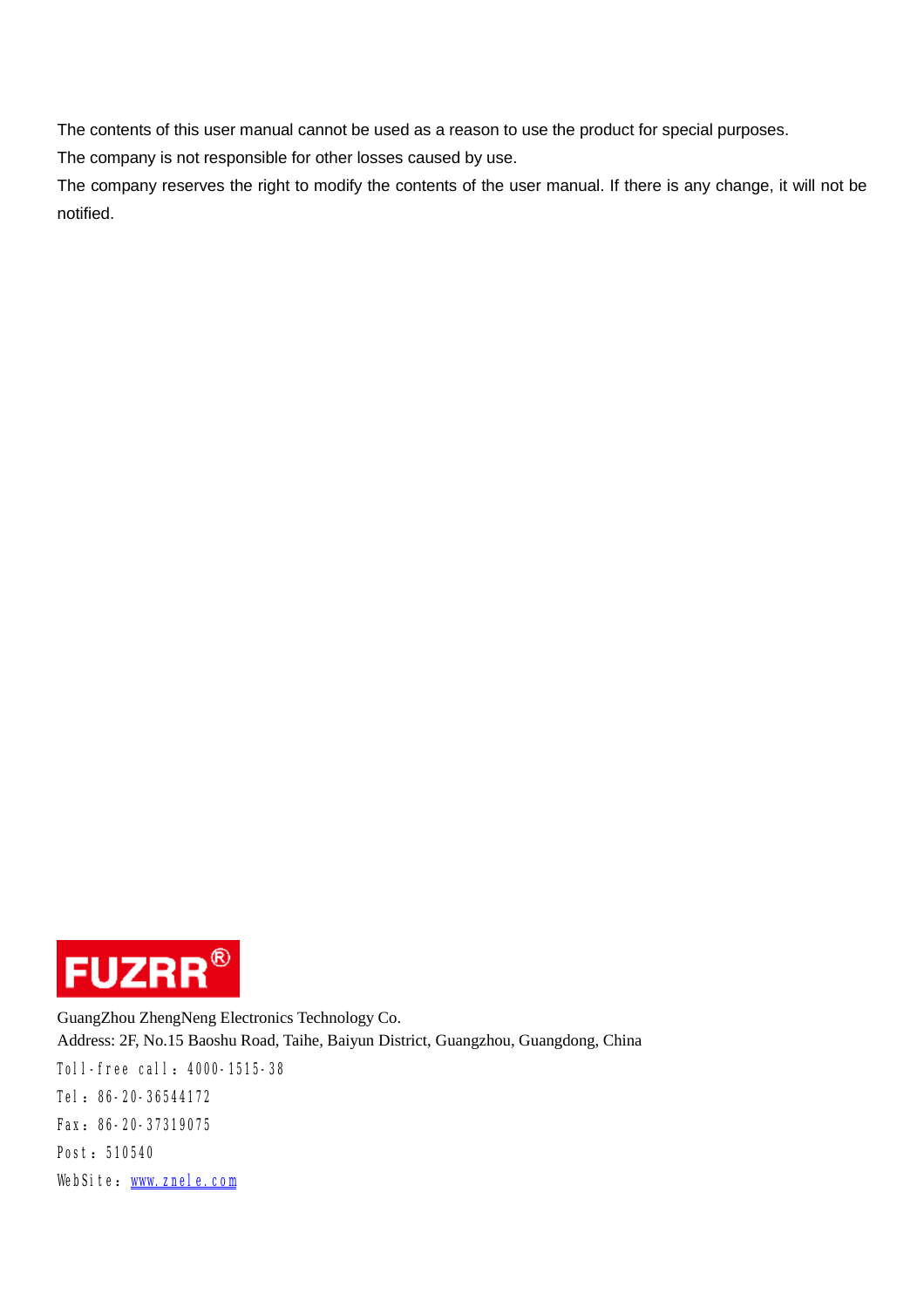The contents of this user manual cannot be used as a reason to use the product for special purposes.

The company is not responsible for other losses caused by use.

The company reserves the right to modify the contents of the user manual. If there is any change, it will not be notified.

FUZRR®

GuangZhou ZhengNeng Electronics Technology Co.

Address: 2F, No.15 Baoshu Road, Taihe, Baiyun District, Guangzhou, Guangdong, China

Toll-free call：4000-1515-38

Tel：86-20-36544172

Fax：86-20-37319075

Post：510540

WebSite：www.znele.com